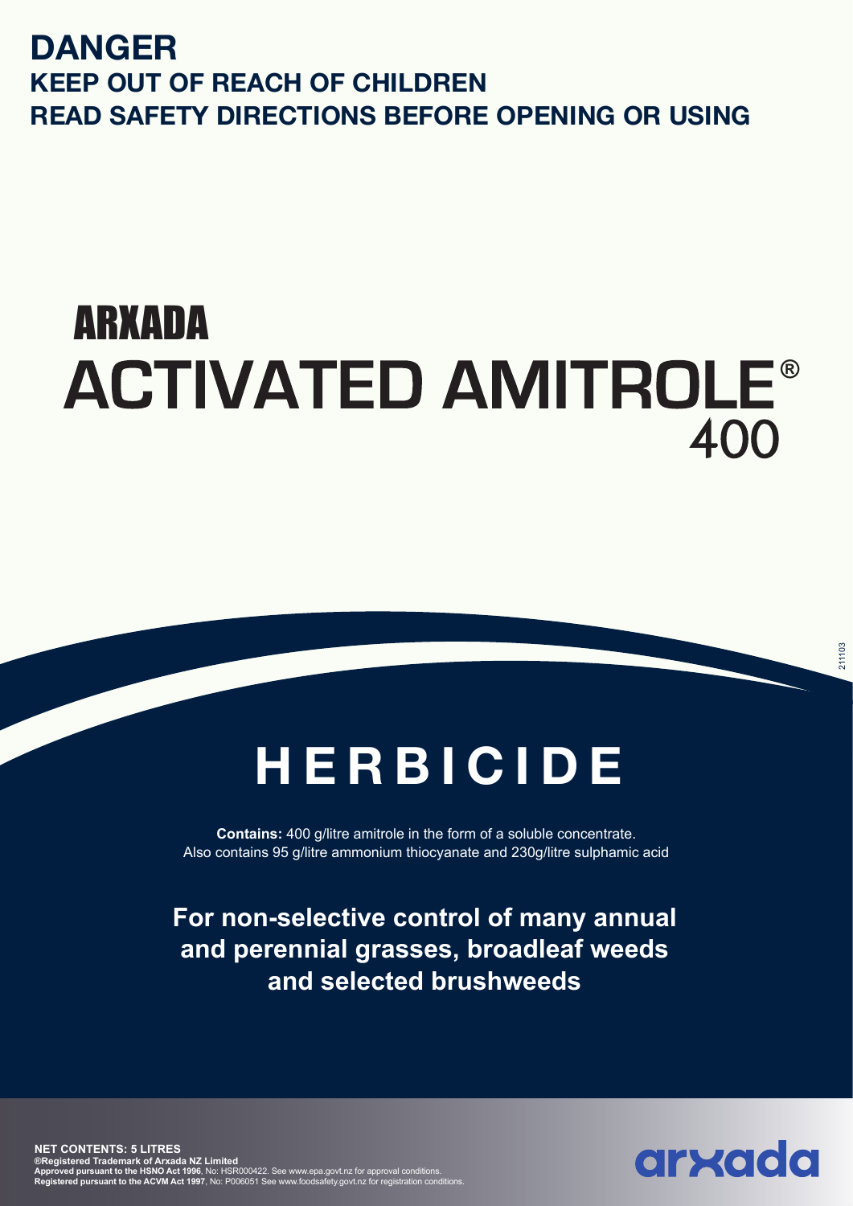# DANGER

## KEEP OUT OF REACH OF CHILDREN

## READ SAFETY DIRECTIONS BEFORE OPENING OR USING

# ARXADA ACTIVATED AMITROLE® 400

211103

# HERBICIDE

**Contains:** 400 g/litre amitrole in the form of a soluble concentrate.
Also contains 95 g/litre ammonium thiocyanate and 230g/litre sulphamic acid

**For non-selective control of many annual and perennial grasses, broadleaf weeds and selected brushweeds**

**NET CONTENTS: 5 LITRES**

**®Registered Trademark of Arxada NZ Limited**

**Approved pursuant to the HSNO Act 1996**, No: HSR000422. See www.epa.govt.nz for approval conditions.

**Registered pursuant to the ACVM Act 1997**, No: P006051 See www.foodsafety.govt.nz for registration conditions.

arxada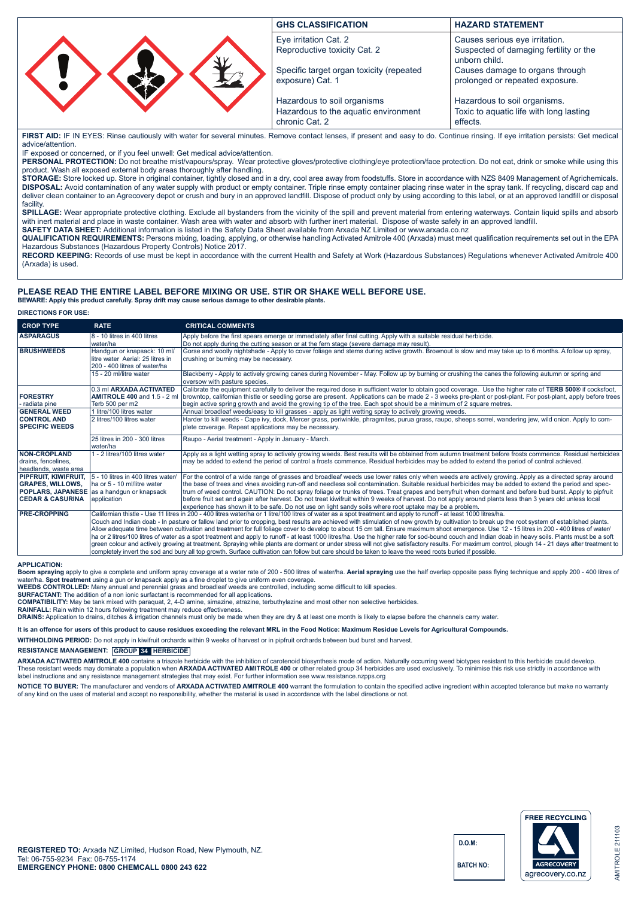| GHS CLASSIFICATION | HAZARD STATEMENT |
|---|---|
| Eye irritation Cat. 2 | Causes serious eye irritation. |
| Reproductive toxicity Cat. 2 | Suspected of damaging fertility or the unborn child. |
| Specific target organ toxicity (repeated exposure) Cat. 1 | Causes damage to organs through prolonged or repeated exposure. |
| Hazardous to soil organisms | Hazardous to soil organisms. |
| Hazardous to the aquatic environment chronic Cat. 2 | Toxic to aquatic life with long lasting effects. |

**FIRST AID:** IF IN EYES: Rinse cautiously with water for several minutes. Remove contact lenses, if present and easy to do. Continue rinsing. If eye irritation persists: Get medical advice/attention.

IF exposed or concerned, or if you feel unwell: Get medical advice/attention.

**PERSONAL PROTECTION:** Do not breathe mist/vapours/spray. Wear protective gloves/protective clothing/eye protection/face protection. Do not eat, drink or smoke while using this product. Wash all exposed external body areas thoroughly after handling.

**STORAGE:** Store locked up. Store in original container, tightly closed and in a dry, cool area away from foodstuffs. Store in accordance with NZS 8409 Management of Agrichemicals.

**DISPOSAL:** Avoid contamination of any water supply with product or empty container. Triple rinse empty container placing rinse water in the spray tank. If recycling, discard cap and deliver clean container to an Agrecovery depot or crush and bury in an approved landfill. Dispose of product only by using according to this label, or at an approved landfill or disposal facility.

**SPILLAGE:** Wear appropriate protective clothing. Exclude all bystanders from the vicinity of the spill and prevent material from entering waterways. Contain liquid spills and absorb with inert material and place in waste container. Wash area with water and absorb with further inert material. Dispose of waste safely in an approved landfill.

**SAFETY DATA SHEET:** Additional information is listed in the Safety Data Sheet available from Arxada NZ Limited or www.arxada.co.nz

**QUALIFICATION REQUIREMENTS:** Persons mixing, loading, applying, or otherwise handling Activated Amitrole 400 (Arxada) must meet qualification requirements set out in the EPA Hazardous Substances (Hazardous Property Controls) Notice 2017.

**RECORD KEEPING:** Records of use must be kept in accordance with the current Health and Safety at Work (Hazardous Substances) Regulations whenever Activated Amitrole 400 (Arxada) is used.

## PLEASE READ THE ENTIRE LABEL BEFORE MIXING OR USE. STIR OR SHAKE WELL BEFORE USE.

**BEWARE: Apply this product carefully. Spray drift may cause serious damage to other desirable plants.**

**DIRECTIONS FOR USE:**

| CROP TYPE | RATE | CRITICAL COMMENTS |
|---|---|---|
| **ASPARAGUS** | 8 - 10 litres in 400 litres water/ha | Apply before the first spears emerge or immediately after final cutting. Apply with a suitable residual herbicide. Do not apply during the cutting season or at the fern stage (severe damage may result). |
| **BRUSHWEEDS** | Handgun or knapsack: 10 ml/litre water Aerial: 25 litres in 200 - 400 litres of water/ha | Gorse and woolly nightshade - Apply to cover foliage and stems during active growth. Brownout is slow and may take up to 6 months. A follow up spray, crushing or burning may be necessary. |
| | 15 - 20 ml/litre water | Blackberry - Apply to actively growing canes during November - May. Follow up by burning or crushing the canes the following autumn or spring and oversow with pasture species. |
| **FORESTRY** - radiata pine | 0.3 ml **ARXADA ACTIVATED AMITROLE 400** and 1.5 - 2 ml Terb 500 per m2 | Calibrate the equipment carefully to deliver the required dose in sufficient water to obtain good coverage. Use the higher rate of **TERB 500®** if cocksfoot, browntop, californian thistle or seedling gorse are present. Applications can be made 2 - 3 weeks pre-plant or post-plant. For post-plant, apply before trees begin active spring growth and avoid the growing tip of the tree. Each spot should be a minimum of 2 square metres. |
| **GENERAL WEED CONTROL AND SPECIFIC WEEDS** | 1 litre/100 litres water | Annual broadleaf weeds/easy to kill grasses - apply as light wetting spray to actively growing weeds. |
| | 2 litres/100 litres water | Harder to kill weeds - Cape ivy, dock, Mercer grass, periwinkle, phragmites, purua grass, raupo, sheeps sorrel, wandering jew, wild onion. Apply to complete coverage. Repeat applications may be necessary. |
| | 25 litres in 200 - 300 litres water/ha | Raupo - Aerial treatment - Apply in January - March. |
| **NON-CROPLAND** drains, fencelines, headlands, waste area | 1 - 2 litres/100 litres water | Apply as a light wetting spray to actively growing weeds. Best results will be obtained from autumn treatment before frosts commence. Residual herbicides may be added to extend the period of control a frosts commence. Residual herbicides may be added to extend the period of control achieved. |
| **PIPFRUIT, KIWIFRUIT, GRAPES, WILLOWS, POPLARS, JAPANESE CEDAR & CASURINA** | 5 - 10 litres in 400 litres water/ha or 5 - 10 ml/litre water as a handgun or knapsack application | For the control of a wide range of grasses and broadleaf weeds use lower rates only when weeds are actively growing. Apply as a directed spray around the base of trees and vines avoiding run-off and needless soil contamination. Suitable residual herbicides may be added to extend the period and spectrum of weed control. CAUTION: Do not spray foliage or trunks of trees. Treat grapes and berryfruit when dormant and before bud burst. Apply to pipfruit before fruit set and again after harvest. Do not treat kiwifruit within 9 weeks of harvest. Do not apply around plants less than 3 years old unless local experience has shown it to be safe. Do not use on light sandy soils where root uptake may be a problem. |
| **PRE-CROPPING** | Californian thistle - Use 11 litres in 200 - 400 litres water/ha or 1 litre/100 litres of water as a spot treatment and apply to runoff - at least 1000 litres/ha. Couch and Indian doab - In pasture or fallow land prior to cropping, best results are achieved with stimulation of new growth by cultivation to break up the root system of established plants. Allow adequate time between cultivation and treatment for full foliage cover to develop to about 15 cm tall. Ensure maximum shoot emergence. Use 12 - 15 litres in 200 - 400 litres of water/ha or 2 litres/100 litres of water as a spot treatment and apply to runoff - at least 1000 litres/ha. Use the higher rate for sod-bound couch and Indian doab in heavy soils. Plants must be a soft green colour and actively growing at treatment. Spraying while plants are dormant or under stress will not give satisfactory results. For maximum control, plough 14 - 21 days after treatment to completely invert the sod and bury all top growth. Surface cultivation can follow but care should be taken to leave the weed roots buried if possible. | |

**APPLICATION:**

**Boom spraying** apply to give a complete and uniform spray coverage at a water rate of 200 - 500 litres of water/ha. **Aerial spraying** use the half overlap opposite pass flying technique and apply 200 - 400 litres of water/ha. **Spot treatment** using a gun or knapsack apply as a fine droplet to give uniform even coverage.

**WEEDS CONTROLLED:** Many annual and perennial grass and broadleaf weeds are controlled, including some difficult to kill species.

**SURFACTANT:** The addition of a non ionic surfactant is recommended for all applications.

**COMPATIBILITY:** May be tank mixed with paraquat, 2, 4-D amine, simazine, atrazine, terbuthylazine and most other non selective herbicides.

**RAINFALL:** Rain within 12 hours following treatment may reduce effectiveness.

**DRAINS:** Application to drains, ditches & irrigation channels must only be made when they are dry & at least one month is likely to elapse before the channels carry water.

**It is an offence for users of this product to cause residues exceeding the relevant MRL in the Food Notice: Maximum Residue Levels for Agricultural Compounds.**

**WITHHOLDING PERIOD:** Do not apply in kiwifruit orchards within 9 weeks of harvest or in pipfruit orchards between bud burst and harvest.

**RESISTANCE MANAGEMENT: GROUP 34 HERBICIDE**

**ARXADA ACTIVATED AMITROLE 400** contains a triazole herbicide with the inhibition of carotenoid biosynthesis mode of action. Naturally occurring weed biotypes resistant to this herbicide could develop. These resistant weeds may dominate a population when **ARXADA ACTIVATED AMITROLE 400** or other related group 34 herbicides are used exclusively. To minimise this risk use strictly in accordance with label instructions and any resistance management strategies that may exist. For further information see www.resistance.nzpps.org

**NOTICE TO BUYER:** The manufacturer and vendors of **ARXADA ACTIVATED AMITROLE 400** warrant the formulation to contain the specified active ingredient within accepted tolerance but make no warranty of any kind on the uses of material and accept no responsibility, whether the material is used in accordance with the label directions or not.

**REGISTERED TO:** Arxada NZ Limited, Hudson Road, New Plymouth, NZ.
Tel: 06-755-9234 Fax: 06-755-1174
**EMERGENCY PHONE: 0800 CHEMCALL 0800 243 622**

**D.O.M:**

**BATCH NO:**

FREE RECYCLING
AGRECOVERY
agrecovery.co.nz

AMITROLE 211103